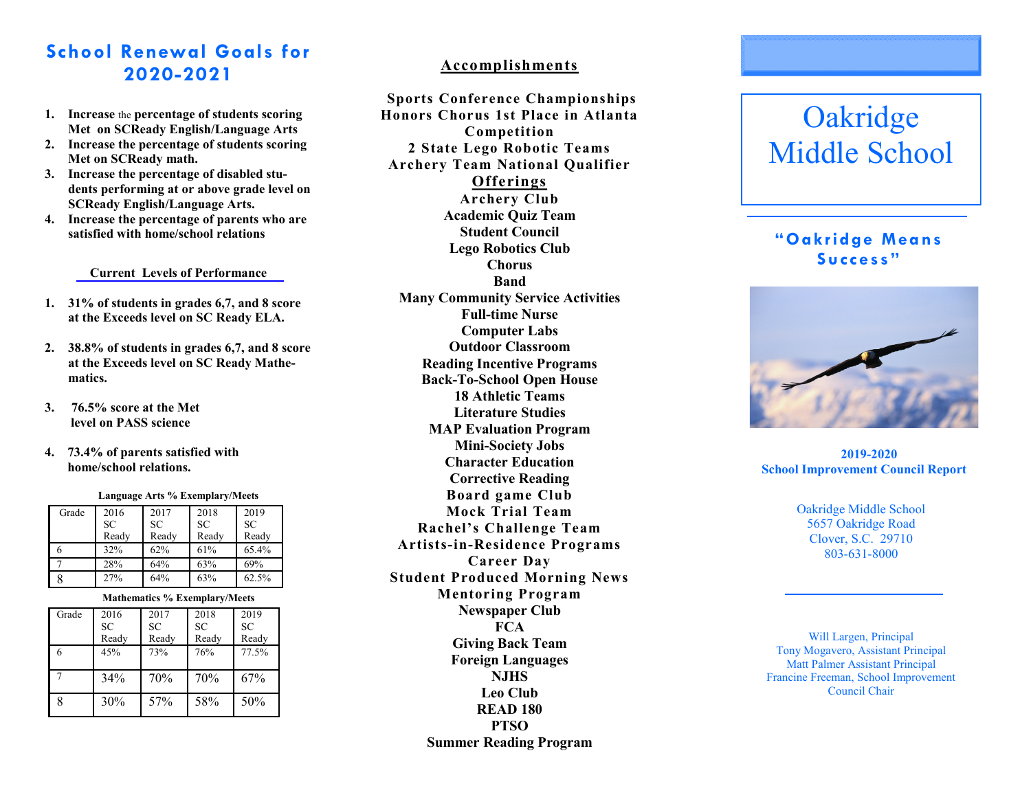## School Renewal Goals for 2020-2021

1. **Increase the percentage of students scoring Met on SCReady English/Language Arts**
2. **Increase the percentage of students scoring Met on SCReady math.**
3. **Increase the percentage of disabled students performing at or above grade level on SCReady English/Language Arts.**
4. **Increase the percentage of parents who are satisfied with home/school relations**

### Current Levels of Performance

1. **31% of students in grades 6,7, and 8 score at the Exceeds level on SC Ready ELA.**
2. **38.8% of students in grades 6,7, and 8 score at the Exceeds level on SC Ready Mathematics.**
3. **76.5% score at the Met level on PASS science**
4. **73.4% of parents satisfied with home/school relations.**

**Language Arts % Exemplary/Meets**

| Grade | 2016 SC Ready | 2017 SC Ready | 2018 SC Ready | 2019 SC Ready |
|---|---|---|---|---|
| 6 | 32% | 62% | 61% | 65.4% |
| 7 | 28% | 64% | 63% | 69% |
| 8 | 27% | 64% | 63% | 62.5% |

**Mathematics % Exemplary/Meets**

| Grade | 2016 SC Ready | 2017 SC Ready | 2018 SC Ready | 2019 SC Ready |
|---|---|---|---|---|
| 6 | 45% | 73% | 76% | 77.5% |
| 7 | 34% | 70% | 70% | 67% |
| 8 | 30% | 57% | 58% | 50% |

## Accomplishments

**Sports Conference Championships**
**Honors Chorus 1st Place in Atlanta Competition**
**2 State Lego Robotic Teams**
**Archery Team National Qualifier**

## Offerings

**Archery Club**
**Academic Quiz Team**
**Student Council**
**Lego Robotics Club**
**Chorus**
**Band**
**Many Community Service Activities**
**Full-time Nurse**
**Computer Labs**
**Outdoor Classroom**
**Reading Incentive Programs**
**Back-To-School Open House**
**18 Athletic Teams**
**Literature Studies**
**MAP Evaluation Program**
**Mini-Society Jobs**
**Character Education**
**Corrective Reading**
**Board game Club**
**Mock Trial Team**
**Rachel's Challenge Team**
**Artists-in-Residence Programs**
**Career Day**
**Student Produced Morning News**
**Mentoring Program**
**Newspaper Club**
**FCA**
**Giving Back Team**
**Foreign Languages**
**NJHS**
**Leo Club**
**READ 180**
**PTSO**
**Summer Reading Program**

# Oakridge Middle School

**"Oakridge Means Success"**

**2019-2020**
**School Improvement Council Report**

Oakridge Middle School
5657 Oakridge Road
Clover, S.C. 29710
803-631-8000

Will Largen, Principal
Tony Mogavero, Assistant Principal
Matt Palmer Assistant Principal
Francine Freeman, School Improvement Council Chair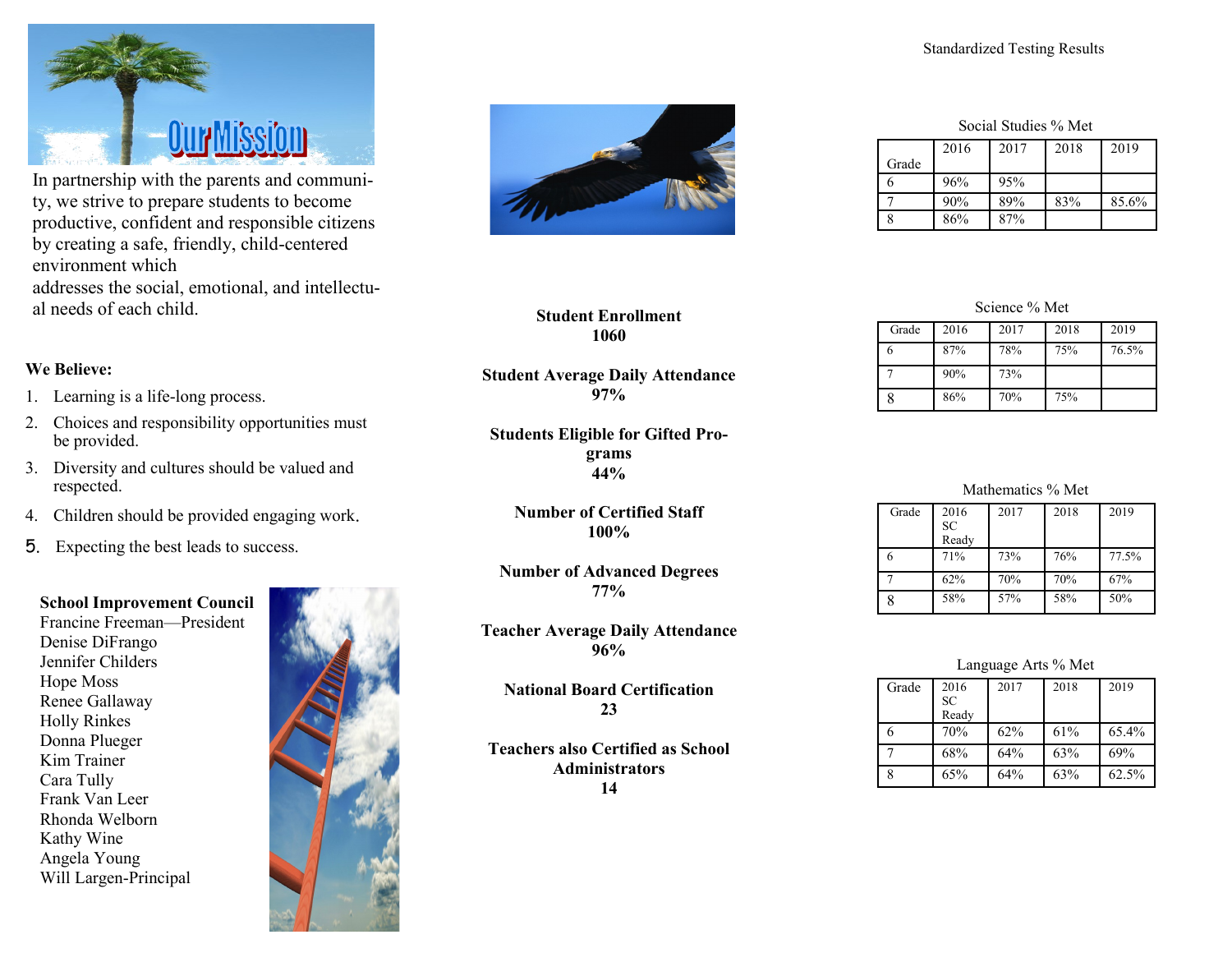## Our Mission

In partnership with the parents and community, we strive to prepare students to become productive, confident and responsible citizens by creating a safe, friendly, child-centered environment which addresses the social, emotional, and intellectual needs of each child.

**We Believe:**

1. Learning is a life-long process.
2. Choices and responsibility opportunities must be provided.
3. Diversity and cultures should be valued and respected.
4. Children should be provided engaging work.
5. Expecting the best leads to success.

**School Improvement Council**

Francine Freeman—President
Denise DiFrango
Jennifer Childers
Hope Moss
Renee Gallaway
Holly Rinkes
Donna Plueger
Kim Trainer
Cara Tully
Frank Van Leer
Rhonda Welborn
Kathy Wine
Angela Young
Will Largen-Principal

**Student Enrollment**
**1060**

**Student Average Daily Attendance**
**97%**

**Students Eligible for Gifted Programs**
**44%**

**Number of Certified Staff**
**100%**

**Number of Advanced Degrees**
**77%**

**Teacher Average Daily Attendance**
**96%**

**National Board Certification**
**23**

**Teachers also Certified as School Administrators**
**14**

Standardized Testing Results

Social Studies % Met

| Grade | 2016 | 2017 | 2018 | 2019 |
|---|---|---|---|---|
| 6 | 96% | 95% | | |
| 7 | 90% | 89% | 83% | 85.6% |
| 8 | 86% | 87% | | |

Science % Met

| Grade | 2016 | 2017 | 2018 | 2019 |
|---|---|---|---|---|
| 6 | 87% | 78% | 75% | 76.5% |
| 7 | 90% | 73% | | |
| 8 | 86% | 70% | 75% | |

Mathematics % Met

| Grade | 2016 SC Ready | 2017 | 2018 | 2019 |
|---|---|---|---|---|
| 6 | 71% | 73% | 76% | 77.5% |
| 7 | 62% | 70% | 70% | 67% |
| 8 | 58% | 57% | 58% | 50% |

Language Arts % Met

| Grade | 2016 SC Ready | 2017 | 2018 | 2019 |
|---|---|---|---|---|
| 6 | 70% | 62% | 61% | 65.4% |
| 7 | 68% | 64% | 63% | 69% |
| 8 | 65% | 64% | 63% | 62.5% |